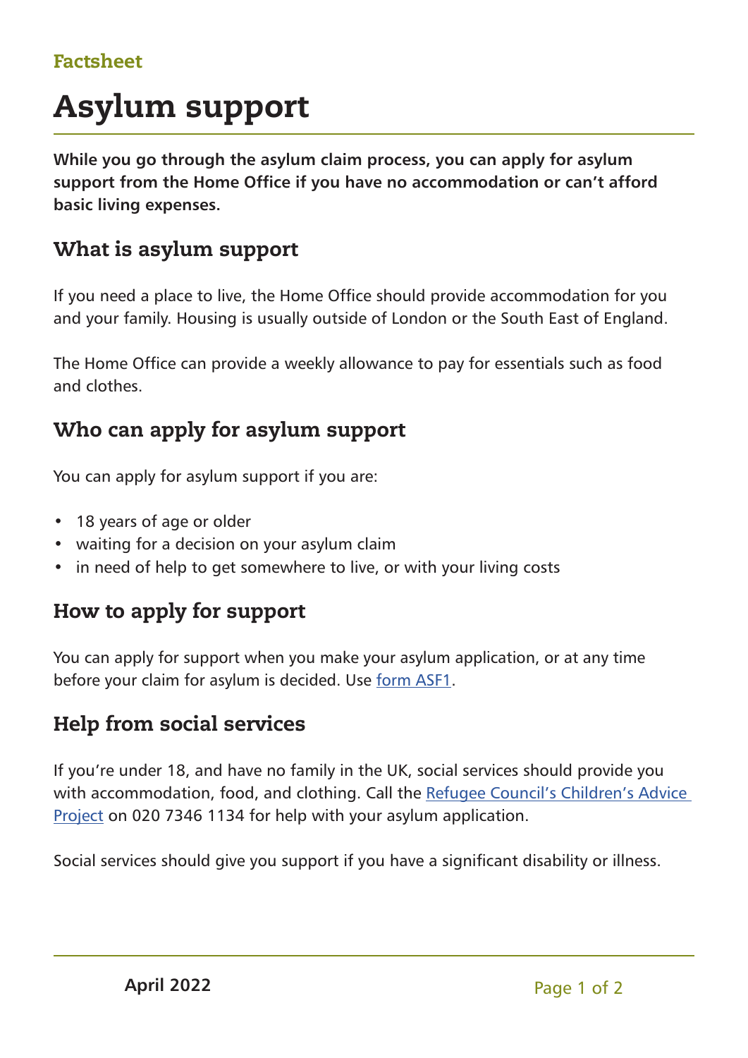Factsheet

# Asylum support

**While you go through the asylum claim process, you can apply for asylum support from the Home Office if you have no accommodation or can't afford basic living expenses.**

## What is asylum support

If you need a place to live, the Home Office should provide accommodation for you and your family. Housing is usually outside of London or the South East of England.

The Home Office can provide a weekly allowance to pay for essentials such as food and clothes.

## Who can apply for asylum support

You can apply for asylum support if you are:

- 18 years of age or older
- waiting for a decision on your asylum claim
- in need of help to get somewhere to live, or with your living costs

## How to apply for support

You can apply for support when you make your asylum application, or at any time before your claim for asylum is decided. Use form ASF1.

## Help from social services

If you're under 18, and have no family in the UK, social services should provide you with accommodation, food, and clothing. Call the Refugee Council's Children's Advice Project on 020 7346 1134 for help with your asylum application.

Social services should give you support if you have a significant disability or illness.

April 2022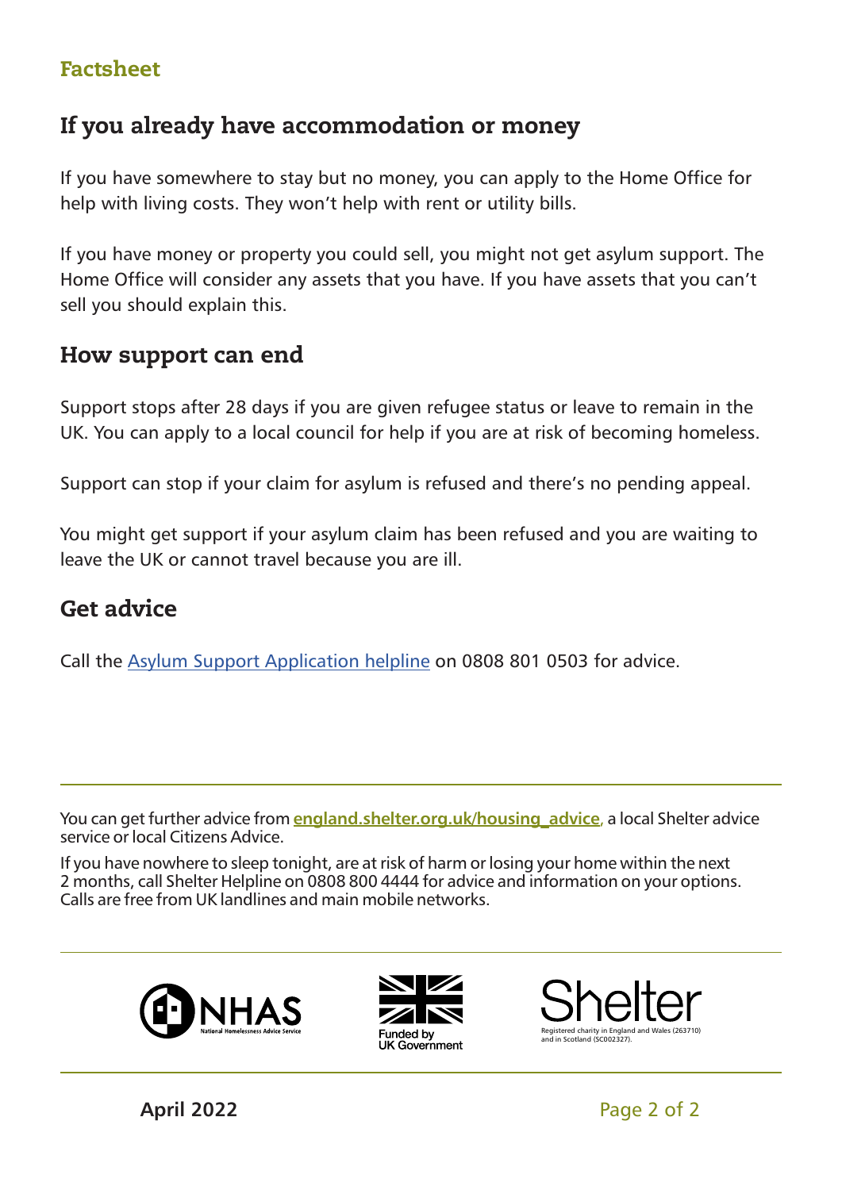Factsheet

## If you already have accommodation or money

If you have somewhere to stay but no money, you can apply to the Home Office for help with living costs. They won't help with rent or utility bills.

If you have money or property you could sell, you might not get asylum support. The Home Office will consider any assets that you have. If you have assets that you can't sell you should explain this.

## How support can end

Support stops after 28 days if you are given refugee status or leave to remain in the UK. You can apply to a local council for help if you are at risk of becoming homeless.

Support can stop if your claim for asylum is refused and there's no pending appeal.

You might get support if your asylum claim has been refused and you are waiting to leave the UK or cannot travel because you are ill.

## Get advice

Call the Asylum Support Application helpline on 0808 801 0503 for advice.

---

You can get further advice from **england.shelter.org.uk/housing_advice**, a local Shelter advice service or local Citizens Advice.

If you have nowhere to sleep tonight, are at risk of harm or losing your home within the next 2 months, call Shelter Helpline on 0808 800 4444 for advice and information on your options. Calls are free from UK landlines and main mobile networks.

---

NHAS National Homelessness Advice Service

Funded by UK Government

Shelter
Registered charity in England and Wales (263710) and in Scotland (SC002327).

April 2022